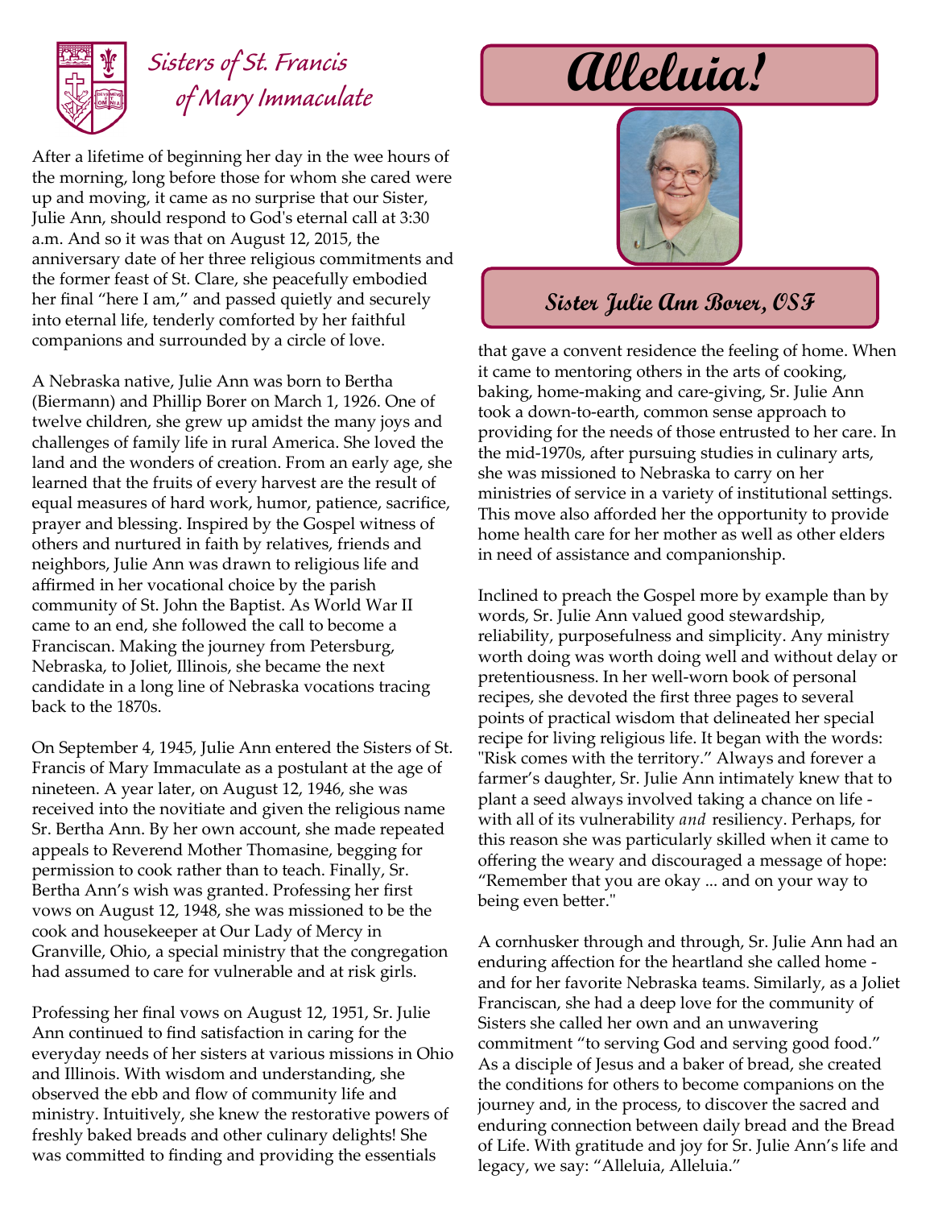Sisters of St. Francis of Mary Immaculate

# Alleluia!

## Sister Julie Ann Borer, OSF

After a lifetime of beginning her day in the wee hours of the morning, long before those for whom she cared were up and moving, it came as no surprise that our Sister, Julie Ann, should respond to God's eternal call at 3:30 a.m. And so it was that on August 12, 2015, the anniversary date of her three religious commitments and the former feast of St. Clare, she peacefully embodied her final "here I am," and passed quietly and securely into eternal life, tenderly comforted by her faithful companions and surrounded by a circle of love.

A Nebraska native, Julie Ann was born to Bertha (Biermann) and Phillip Borer on March 1, 1926. One of twelve children, she grew up amidst the many joys and challenges of family life in rural America. She loved the land and the wonders of creation. From an early age, she learned that the fruits of every harvest are the result of equal measures of hard work, humor, patience, sacrifice, prayer and blessing. Inspired by the Gospel witness of others and nurtured in faith by relatives, friends and neighbors, Julie Ann was drawn to religious life and affirmed in her vocational choice by the parish community of St. John the Baptist. As World War II came to an end, she followed the call to become a Franciscan. Making the journey from Petersburg, Nebraska, to Joliet, Illinois, she became the next candidate in a long line of Nebraska vocations tracing back to the 1870s.

On September 4, 1945, Julie Ann entered the Sisters of St. Francis of Mary Immaculate as a postulant at the age of nineteen. A year later, on August 12, 1946, she was received into the novitiate and given the religious name Sr. Bertha Ann. By her own account, she made repeated appeals to Reverend Mother Thomasine, begging for permission to cook rather than to teach. Finally, Sr. Bertha Ann's wish was granted. Professing her first vows on August 12, 1948, she was missioned to be the cook and housekeeper at Our Lady of Mercy in Granville, Ohio, a special ministry that the congregation had assumed to care for vulnerable and at risk girls.

Professing her final vows on August 12, 1951, Sr. Julie Ann continued to find satisfaction in caring for the everyday needs of her sisters at various missions in Ohio and Illinois. With wisdom and understanding, she observed the ebb and flow of community life and ministry. Intuitively, she knew the restorative powers of freshly baked breads and other culinary delights! She was committed to finding and providing the essentials that gave a convent residence the feeling of home. When it came to mentoring others in the arts of cooking, baking, home-making and care-giving, Sr. Julie Ann took a down-to-earth, common sense approach to providing for the needs of those entrusted to her care. In the mid-1970s, after pursuing studies in culinary arts, she was missioned to Nebraska to carry on her ministries of service in a variety of institutional settings. This move also afforded her the opportunity to provide home health care for her mother as well as other elders in need of assistance and companionship.

Inclined to preach the Gospel more by example than by words, Sr. Julie Ann valued good stewardship, reliability, purposefulness and simplicity. Any ministry worth doing was worth doing well and without delay or pretentiousness. In her well-worn book of personal recipes, she devoted the first three pages to several points of practical wisdom that delineated her special recipe for living religious life. It began with the words: "Risk comes with the territory." Always and forever a farmer's daughter, Sr. Julie Ann intimately knew that to plant a seed always involved taking a chance on life - with all of its vulnerability *and* resiliency. Perhaps, for this reason she was particularly skilled when it came to offering the weary and discouraged a message of hope: "Remember that you are okay ... and on your way to being even better."

A cornhusker through and through, Sr. Julie Ann had an enduring affection for the heartland she called home - and for her favorite Nebraska teams. Similarly, as a Joliet Franciscan, she had a deep love for the community of Sisters she called her own and an unwavering commitment "to serving God and serving good food." As a disciple of Jesus and a baker of bread, she created the conditions for others to become companions on the journey and, in the process, to discover the sacred and enduring connection between daily bread and the Bread of Life. With gratitude and joy for Sr. Julie Ann's life and legacy, we say: "Alleluia, Alleluia."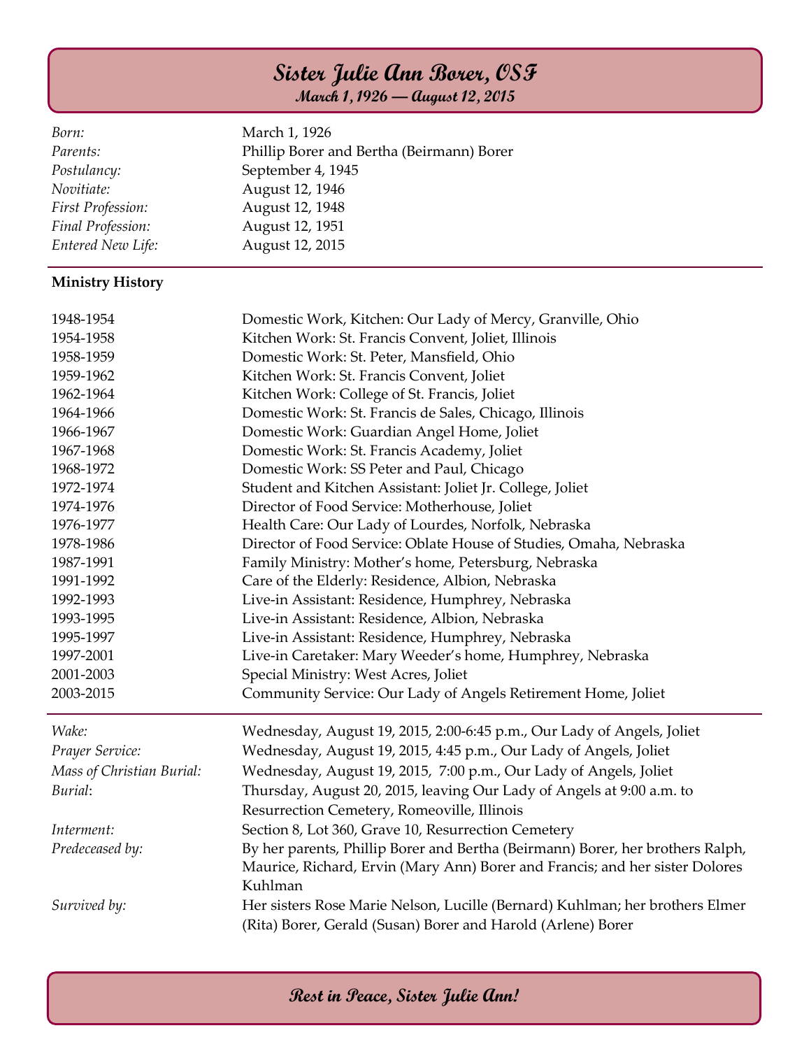# Sister Julie Ann Borer, OSF

**March 1, 1926 — August 12, 2015**

| | |
|---|---|
| *Born:* | March 1, 1926 |
| *Parents:* | Phillip Borer and Bertha (Beirmann) Borer |
| *Postulancy:* | September 4, 1945 |
| *Novitiate:* | August 12, 1946 |
| *First Profession:* | August 12, 1948 |
| *Final Profession:* | August 12, 1951 |
| *Entered New Life:* | August 12, 2015 |

**Ministry History**

| | |
|---|---|
| 1948-1954 | Domestic Work, Kitchen: Our Lady of Mercy, Granville, Ohio |
| 1954-1958 | Kitchen Work: St. Francis Convent, Joliet, Illinois |
| 1958-1959 | Domestic Work: St. Peter, Mansfield, Ohio |
| 1959-1962 | Kitchen Work: St. Francis Convent, Joliet |
| 1962-1964 | Kitchen Work: College of St. Francis, Joliet |
| 1964-1966 | Domestic Work: St. Francis de Sales, Chicago, Illinois |
| 1966-1967 | Domestic Work: Guardian Angel Home, Joliet |
| 1967-1968 | Domestic Work: St. Francis Academy, Joliet |
| 1968-1972 | Domestic Work: SS Peter and Paul, Chicago |
| 1972-1974 | Student and Kitchen Assistant: Joliet Jr. College, Joliet |
| 1974-1976 | Director of Food Service: Motherhouse, Joliet |
| 1976-1977 | Health Care: Our Lady of Lourdes, Norfolk, Nebraska |
| 1978-1986 | Director of Food Service: Oblate House of Studies, Omaha, Nebraska |
| 1987-1991 | Family Ministry: Mother's home, Petersburg, Nebraska |
| 1991-1992 | Care of the Elderly: Residence, Albion, Nebraska |
| 1992-1993 | Live-in Assistant: Residence, Humphrey, Nebraska |
| 1993-1995 | Live-in Assistant: Residence, Albion, Nebraska |
| 1995-1997 | Live-in Assistant: Residence, Humphrey, Nebraska |
| 1997-2001 | Live-in Caretaker: Mary Weeder's home, Humphrey, Nebraska |
| 2001-2003 | Special Ministry: West Acres, Joliet |
| 2003-2015 | Community Service: Our Lady of Angels Retirement Home, Joliet |

| | |
|---|---|
| *Wake:* | Wednesday, August 19, 2015, 2:00-6:45 p.m., Our Lady of Angels, Joliet |
| *Prayer Service:* | Wednesday, August 19, 2015, 4:45 p.m., Our Lady of Angels, Joliet |
| *Mass of Christian Burial:* | Wednesday, August 19, 2015, 7:00 p.m., Our Lady of Angels, Joliet |
| *Burial:* | Thursday, August 20, 2015, leaving Our Lady of Angels at 9:00 a.m. to Resurrection Cemetery, Romeoville, Illinois |
| *Interment:* | Section 8, Lot 360, Grave 10, Resurrection Cemetery |
| *Predeceased by:* | By her parents, Phillip Borer and Bertha (Beirmann) Borer, her brothers Ralph, Maurice, Richard, Ervin (Mary Ann) Borer and Francis; and her sister Dolores Kuhlman |
| *Survived by:* | Her sisters Rose Marie Nelson, Lucille (Bernard) Kuhlman; her brothers Elmer (Rita) Borer, Gerald (Susan) Borer and Harold (Arlene) Borer |

**Rest in Peace, Sister Julie Ann!**